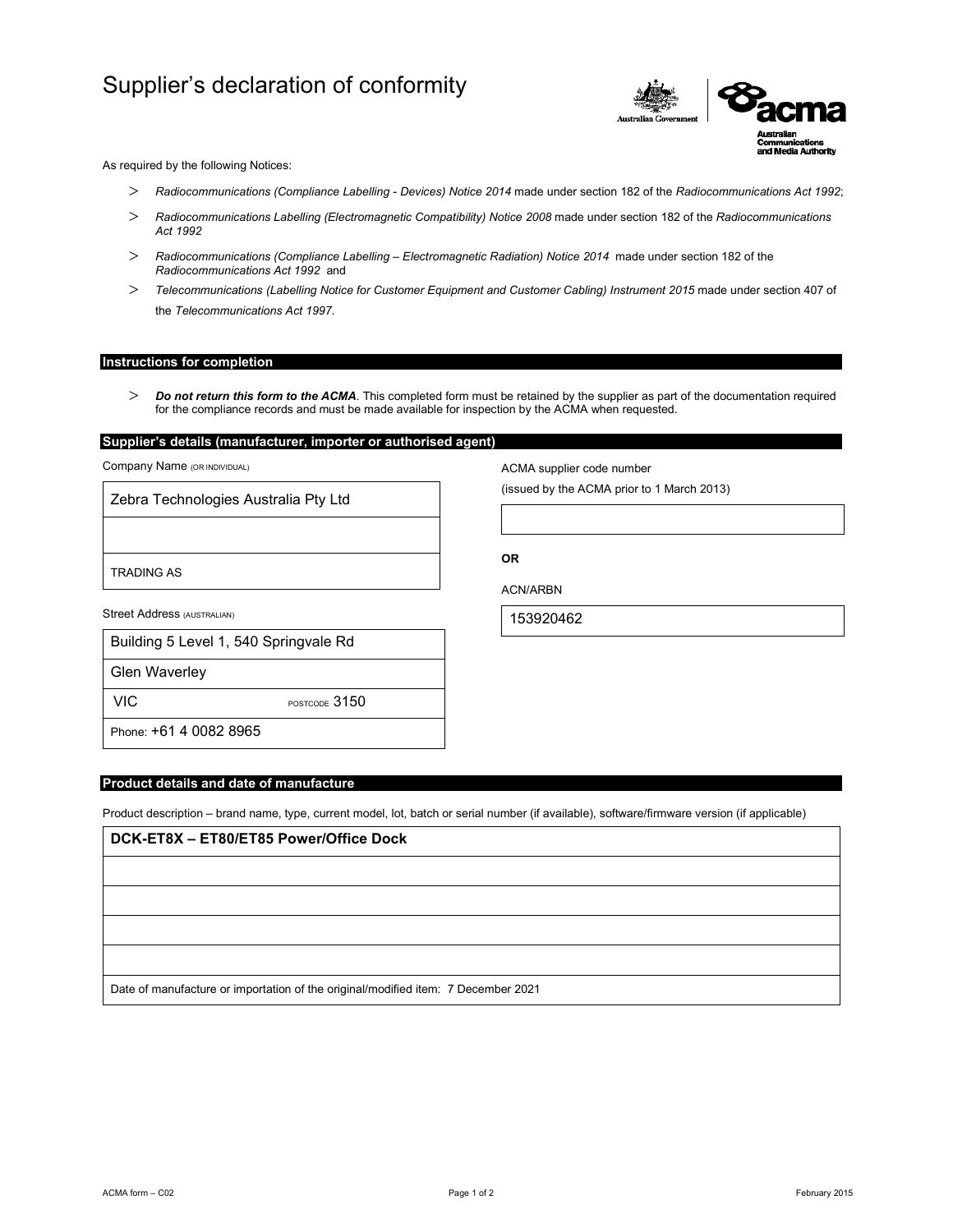# Supplier's declaration of conformity

As required by the following Notices:

- *Radiocommunications (Compliance Labelling - Devices) Notice 2014* made under section 182 of the *Radiocommunications Act 1992*;
- *Radiocommunications Labelling (Electromagnetic Compatibility) Notice 2008* made under section 182 of the *Radiocommunications Act 1992*
- *Radiocommunications (Compliance Labelling – Electromagnetic Radiation) Notice 2014* made under section 182 of the *Radiocommunications Act 1992* and
- *Telecommunications (Labelling Notice for Customer Equipment and Customer Cabling) Instrument 2015* made under section 407 of the *Telecommunications Act 1997*.

## Instructions for completion

- ***Do not return this form to the ACMA***. This completed form must be retained by the supplier as part of the documentation required for the compliance records and must be made available for inspection by the ACMA when requested.

## Supplier's details (manufacturer, importer or authorised agent)

Company Name (OR INDIVIDUAL)

Zebra Technologies Australia Pty Ltd

TRADING AS

Street Address (AUSTRALIAN)

Building 5 Level 1, 540 Springvale Rd

Glen Waverley

VIC POSTCODE 3150

Phone: +61 4 0082 8965

ACMA supplier code number

(issued by the ACMA prior to 1 March 2013)

**OR**

ACN/ARBN

153920462

## Product details and date of manufacture

Product description – brand name, type, current model, lot, batch or serial number (if available), software/firmware version (if applicable)

**DCK-ET8X – ET80/ET85 Power/Office Dock**

Date of manufacture or importation of the original/modified item: 7 December 2021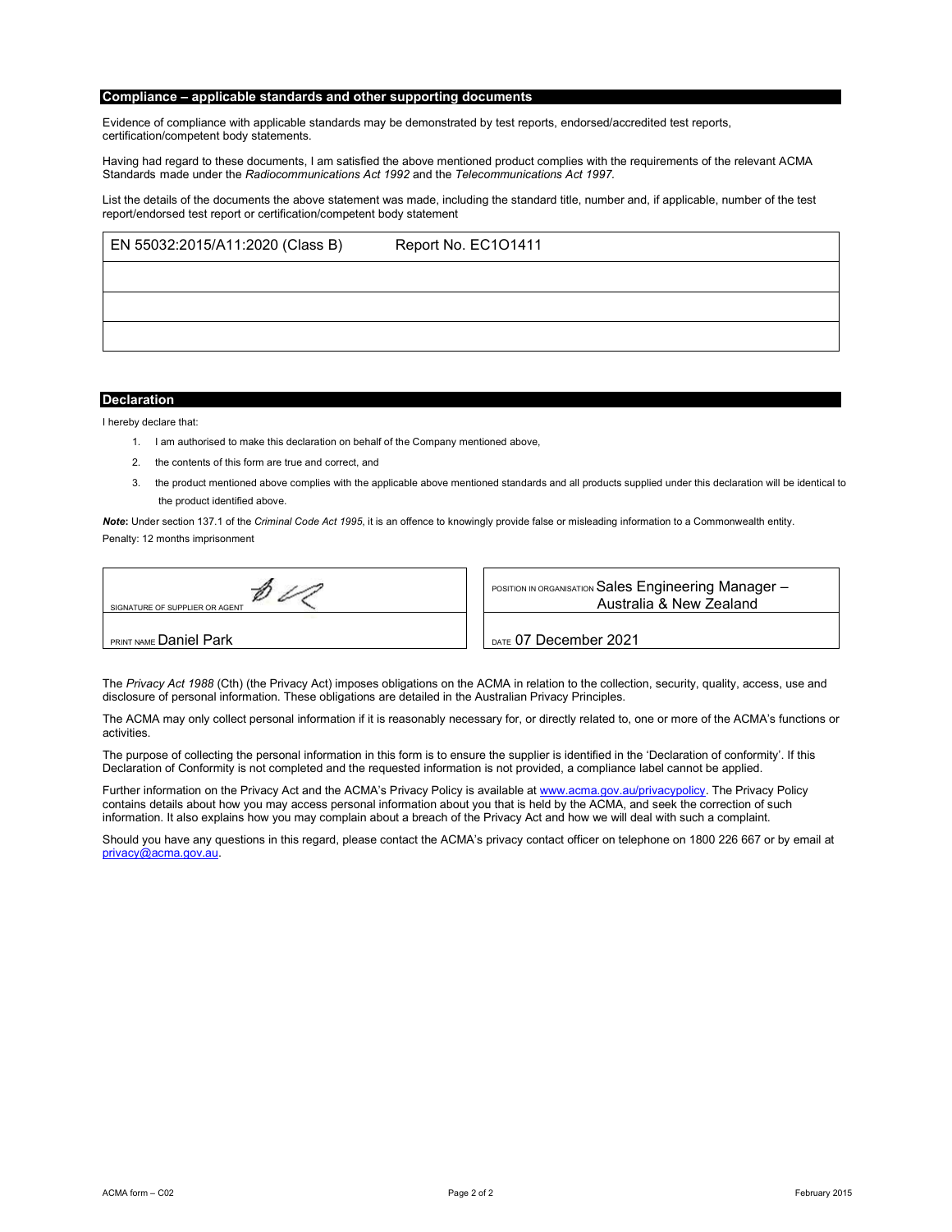## Compliance – applicable standards and other supporting documents

Evidence of compliance with applicable standards may be demonstrated by test reports, endorsed/accredited test reports, certification/competent body statements.

Having had regard to these documents, I am satisfied the above mentioned product complies with the requirements of the relevant ACMA Standards made under the *Radiocommunications Act 1992* and the *Telecommunications Act 1997.*

List the details of the documents the above statement was made, including the standard title, number and, if applicable, number of the test report/endorsed test report or certification/competent body statement

| | |
|---|---|
| EN 55032:2015/A11:2020 (Class B) | Report No. EC1O1411 |
| | |
| | |
| | |

## Declaration

I hereby declare that:

1. I am authorised to make this declaration on behalf of the Company mentioned above,
2. the contents of this form are true and correct, and
3. the product mentioned above complies with the applicable above mentioned standards and all products supplied under this declaration will be identical to the product identified above.

***Note*****:** Under section 137.1 of the *Criminal Code Act 1995*, it is an offence to knowingly provide false or misleading information to a Commonwealth entity. Penalty: 12 months imprisonment

| | |
|---|---|
| SIGNATURE OF SUPPLIER OR AGENT | POSITION IN ORGANISATION Sales Engineering Manager – Australia & New Zealand |
| PRINT NAME Daniel Park | DATE 07 December 2021 |

The *Privacy Act 1988* (Cth) (the Privacy Act) imposes obligations on the ACMA in relation to the collection, security, quality, access, use and disclosure of personal information. These obligations are detailed in the Australian Privacy Principles.

The ACMA may only collect personal information if it is reasonably necessary for, or directly related to, one or more of the ACMA's functions or activities.

The purpose of collecting the personal information in this form is to ensure the supplier is identified in the 'Declaration of conformity'. If this Declaration of Conformity is not completed and the requested information is not provided, a compliance label cannot be applied.

Further information on the Privacy Act and the ACMA's Privacy Policy is available at www.acma.gov.au/privacypolicy. The Privacy Policy contains details about how you may access personal information about you that is held by the ACMA, and seek the correction of such information. It also explains how you may complain about a breach of the Privacy Act and how we will deal with such a complaint.

Should you have any questions in this regard, please contact the ACMA's privacy contact officer on telephone on 1800 226 667 or by email at privacy@acma.gov.au.

ACMA form – C02 February 2015